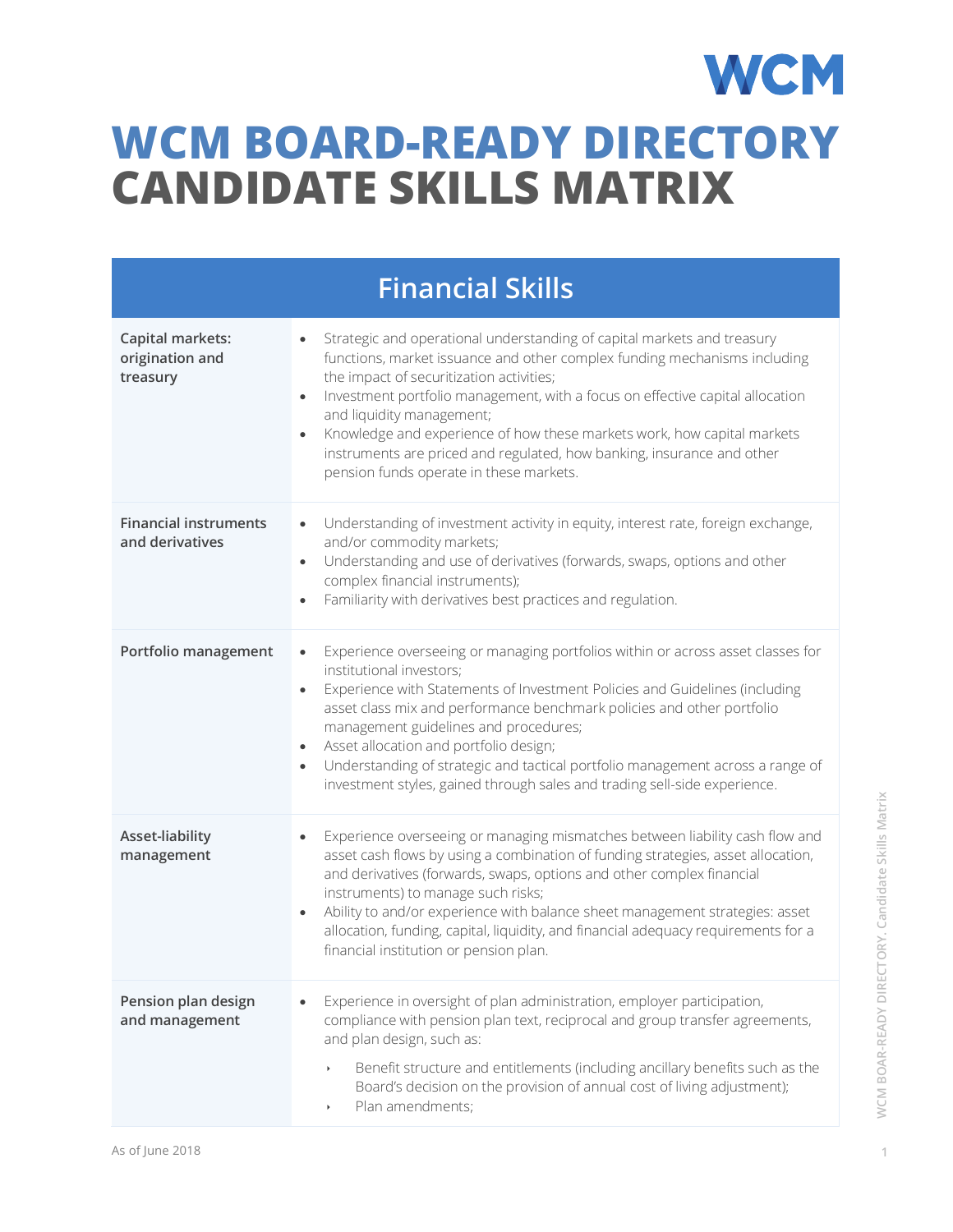# WCM BOARD-READY DIRECTORY
# CANDIDATE SKILLS MATRIX

## Financial Skills

| Skill | Description |
|---|---|
| **Capital markets: origination and treasury** | • Strategic and operational understanding of capital markets and treasury functions, market issuance and other complex funding mechanisms including the impact of securitization activities;<br>• Investment portfolio management, with a focus on effective capital allocation and liquidity management;<br>• Knowledge and experience of how these markets work, how capital markets instruments are priced and regulated, how banking, insurance and other pension funds operate in these markets. |
| **Financial instruments and derivatives** | • Understanding of investment activity in equity, interest rate, foreign exchange, and/or commodity markets;<br>• Understanding and use of derivatives (forwards, swaps, options and other complex financial instruments);<br>• Familiarity with derivatives best practices and regulation. |
| **Portfolio management** | • Experience overseeing or managing portfolios within or across asset classes for institutional investors;<br>• Experience with Statements of Investment Policies and Guidelines (including asset class mix and performance benchmark policies and other portfolio management guidelines and procedures;<br>• Asset allocation and portfolio design;<br>• Understanding of strategic and tactical portfolio management across a range of investment styles, gained through sales and trading sell-side experience. |
| **Asset-liability management** | • Experience overseeing or managing mismatches between liability cash flow and asset cash flows by using a combination of funding strategies, asset allocation, and derivatives (forwards, swaps, options and other complex financial instruments) to manage such risks;<br>• Ability to and/or experience with balance sheet management strategies: asset allocation, funding, capital, liquidity, and financial adequacy requirements for a financial institution or pension plan. |
| **Pension plan design and management** | • Experience in oversight of plan administration, employer participation, compliance with pension plan text, reciprocal and group transfer agreements, and plan design, such as:<br>&nbsp;&nbsp;‣ Benefit structure and entitlements (including ancillary benefits such as the Board's decision on the provision of annual cost of living adjustment);<br>&nbsp;&nbsp;‣ Plan amendments; |

As of June 2018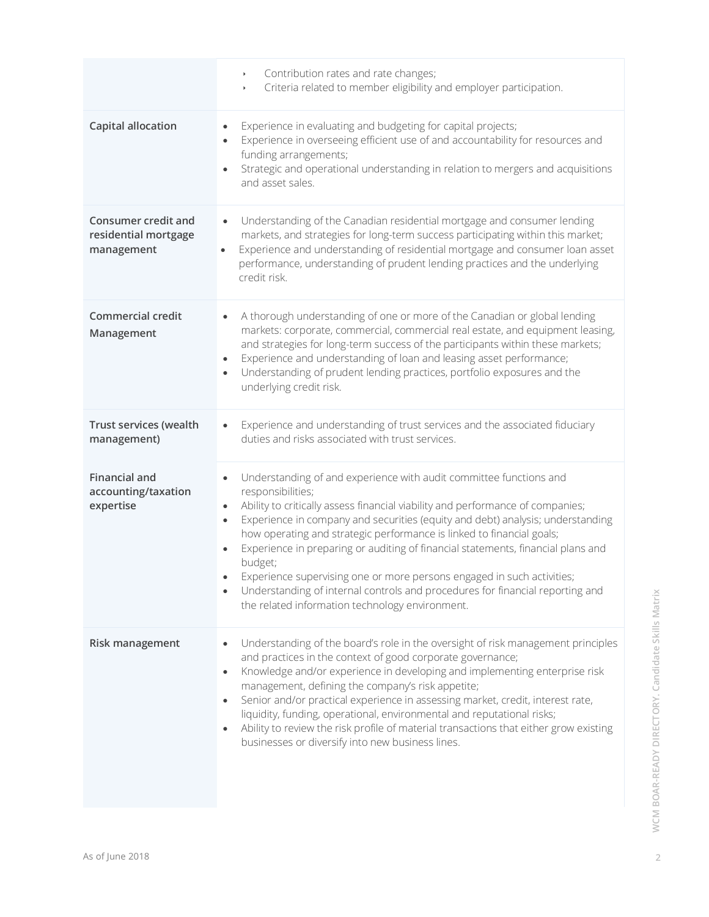| | |
|---|---|
| | ‣ Contribution rates and rate changes;<br>‣ Criteria related to member eligibility and employer participation. |
| **Capital allocation** | • Experience in evaluating and budgeting for capital projects;<br>• Experience in overseeing efficient use of and accountability for resources and funding arrangements;<br>• Strategic and operational understanding in relation to mergers and acquisitions and asset sales. |
| **Consumer credit and residential mortgage management** | • Understanding of the Canadian residential mortgage and consumer lending markets, and strategies for long-term success participating within this market;<br>• Experience and understanding of residential mortgage and consumer loan asset performance, understanding of prudent lending practices and the underlying credit risk. |
| **Commercial credit Management** | • A thorough understanding of one or more of the Canadian or global lending markets: corporate, commercial, commercial real estate, and equipment leasing, and strategies for long-term success of the participants within these markets;<br>• Experience and understanding of loan and leasing asset performance;<br>• Understanding of prudent lending practices, portfolio exposures and the underlying credit risk. |
| **Trust services (wealth management)** | • Experience and understanding of trust services and the associated fiduciary duties and risks associated with trust services. |
| **Financial and accounting/taxation expertise** | • Understanding of and experience with audit committee functions and responsibilities;<br>• Ability to critically assess financial viability and performance of companies;<br>• Experience in company and securities (equity and debt) analysis; understanding how operating and strategic performance is linked to financial goals;<br>• Experience in preparing or auditing of financial statements, financial plans and budget;<br>• Experience supervising one or more persons engaged in such activities;<br>• Understanding of internal controls and procedures for financial reporting and the related information technology environment. |
| **Risk management** | • Understanding of the board's role in the oversight of risk management principles and practices in the context of good corporate governance;<br>• Knowledge and/or experience in developing and implementing enterprise risk management, defining the company's risk appetite;<br>• Senior and/or practical experience in assessing market, credit, interest rate, liquidity, funding, operational, environmental and reputational risks;<br>• Ability to review the risk profile of material transactions that either grow existing businesses or diversify into new business lines. |

As of June 2018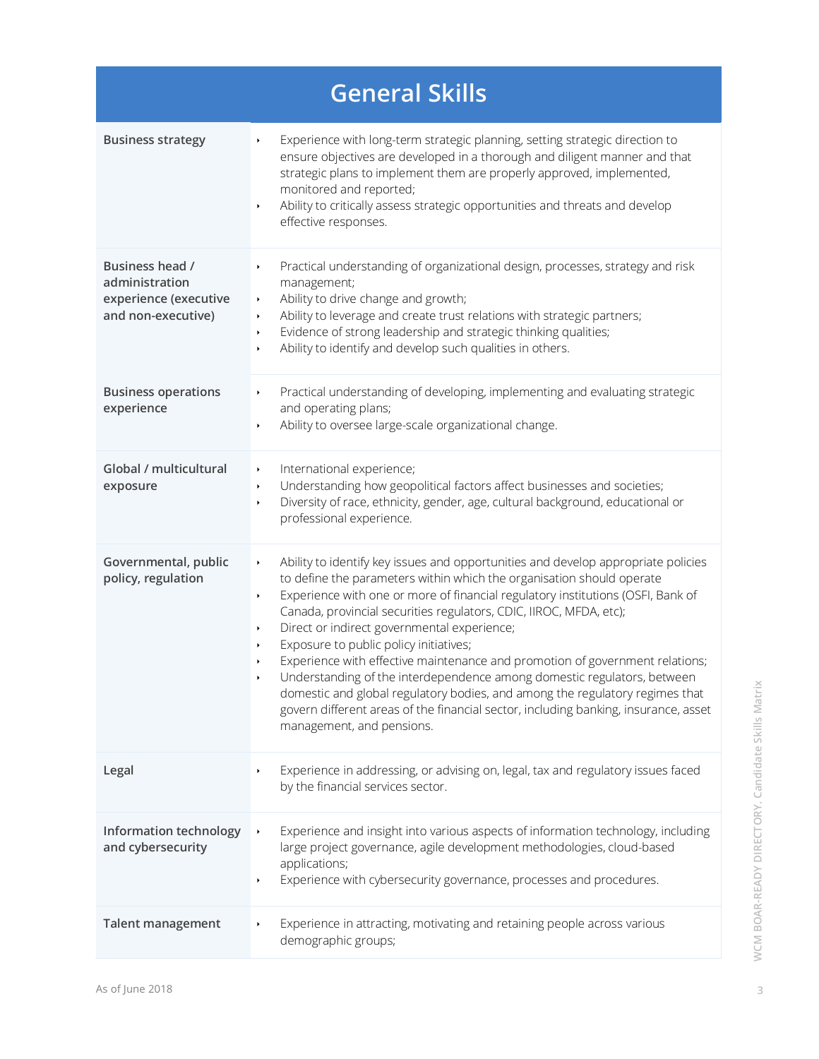## General Skills

| Skill | Description |
| --- | --- |
| **Business strategy** | • Experience with long-term strategic planning, setting strategic direction to ensure objectives are developed in a thorough and diligent manner and that strategic plans to implement them are properly approved, implemented, monitored and reported;<br>• Ability to critically assess strategic opportunities and threats and develop effective responses. |
| **Business head / administration experience (executive and non-executive)** | • Practical understanding of organizational design, processes, strategy and risk management;<br>• Ability to drive change and growth;<br>• Ability to leverage and create trust relations with strategic partners;<br>• Evidence of strong leadership and strategic thinking qualities;<br>• Ability to identify and develop such qualities in others. |
| **Business operations experience** | • Practical understanding of developing, implementing and evaluating strategic and operating plans;<br>• Ability to oversee large-scale organizational change. |
| **Global / multicultural exposure** | • International experience;<br>• Understanding how geopolitical factors affect businesses and societies;<br>• Diversity of race, ethnicity, gender, age, cultural background, educational or professional experience. |
| **Governmental, public policy, regulation** | • Ability to identify key issues and opportunities and develop appropriate policies to define the parameters within which the organisation should operate<br>• Experience with one or more of financial regulatory institutions (OSFI, Bank of Canada, provincial securities regulators, CDIC, IIROC, MFDA, etc);<br>• Direct or indirect governmental experience;<br>• Exposure to public policy initiatives;<br>• Experience with effective maintenance and promotion of government relations;<br>• Understanding of the interdependence among domestic regulators, between domestic and global regulatory bodies, and among the regulatory regimes that govern different areas of the financial sector, including banking, insurance, asset management, and pensions. |
| **Legal** | • Experience in addressing, or advising on, legal, tax and regulatory issues faced by the financial services sector. |
| **Information technology and cybersecurity** | • Experience and insight into various aspects of information technology, including large project governance, agile development methodologies, cloud-based applications;<br>• Experience with cybersecurity governance, processes and procedures. |
| **Talent management** | • Experience in attracting, motivating and retaining people across various demographic groups; |

As of June 2018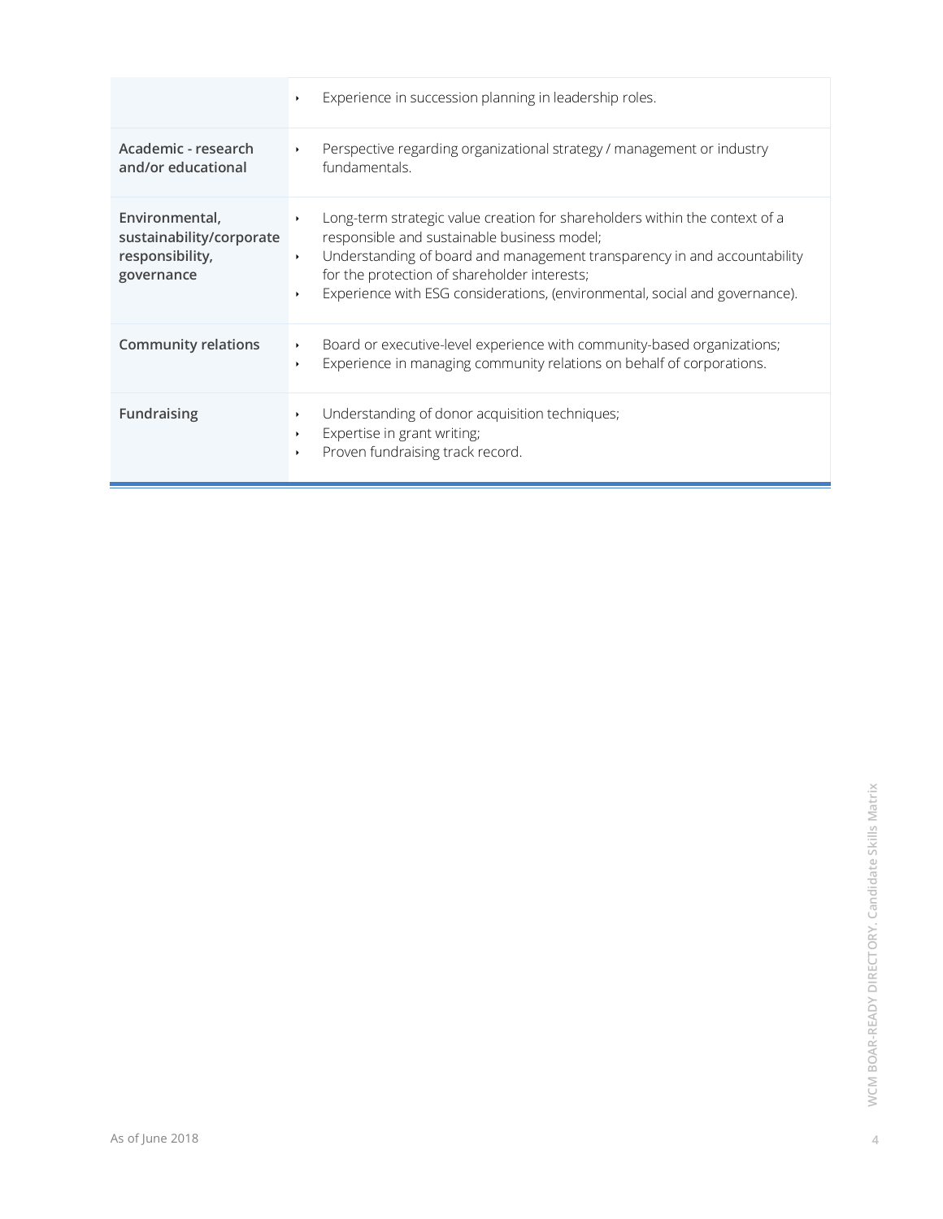| | |
|---|---|
| | • Experience in succession planning in leadership roles. |
| **Academic - research and/or educational** | • Perspective regarding organizational strategy / management or industry fundamentals. |
| **Environmental, sustainability/corporate responsibility, governance** | • Long-term strategic value creation for shareholders within the context of a responsible and sustainable business model;<br>• Understanding of board and management transparency in and accountability for the protection of shareholder interests;<br>• Experience with ESG considerations, (environmental, social and governance). |
| **Community relations** | • Board or executive-level experience with community-based organizations;<br>• Experience in managing community relations on behalf of corporations. |
| **Fundraising** | • Understanding of donor acquisition techniques;<br>• Expertise in grant writing;<br>• Proven fundraising track record. |

As of June 2018